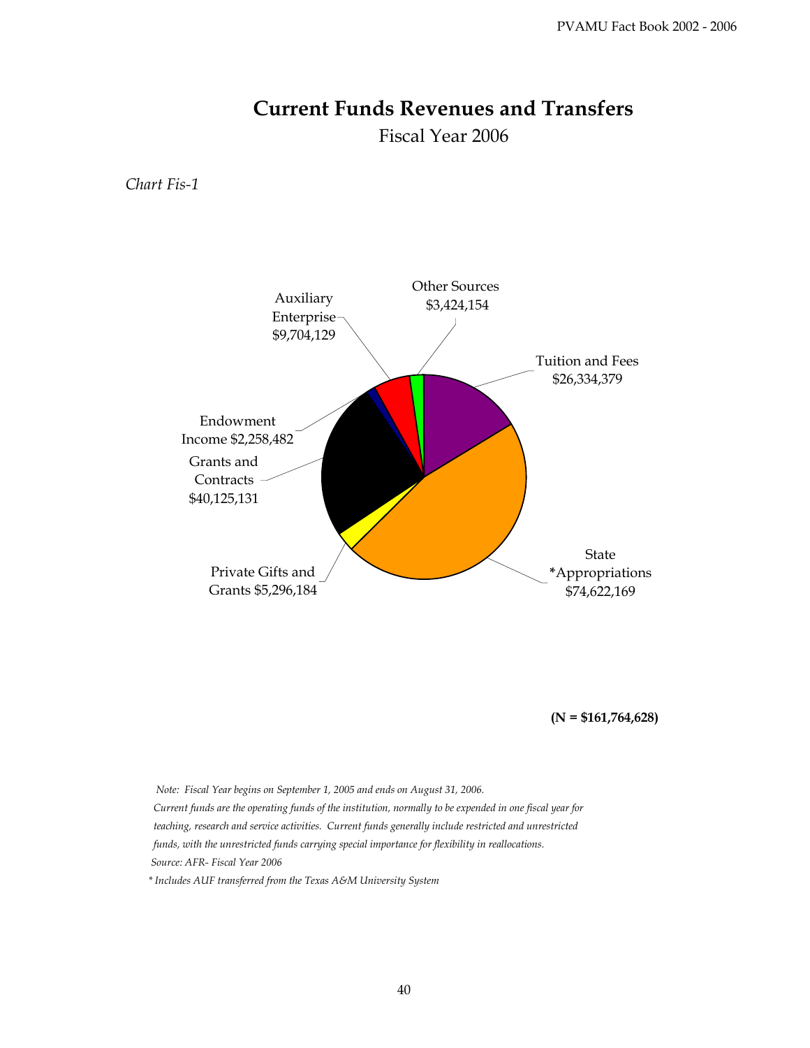# Current Funds Revenues and Transfers

Fiscal Year 2006

*Chart Fis-1*

Other Sources $3,424,154

Auxiliary Enterprise $9,704,129

Tuition and Fees $26,334,379

Endowment Income $2,258,482

Grants and Contracts $40,125,131

Private Gifts and Grants $5,296,184

State *Appropriations $74,622,169

**(N = $161,764,628)**

*Note: Fiscal Year begins on September 1, 2005 and ends on August 31, 2006.*

*Current funds are the operating funds of the institution, normally to be expended in one fiscal year for teaching, research and service activities. Current funds generally include restricted and unrestricted funds, with the unrestricted funds carrying special importance for flexibility in reallocations.*

*Source: AFR- Fiscal Year 2006*

*\* Includes AUF transferred from the Texas A&M University System*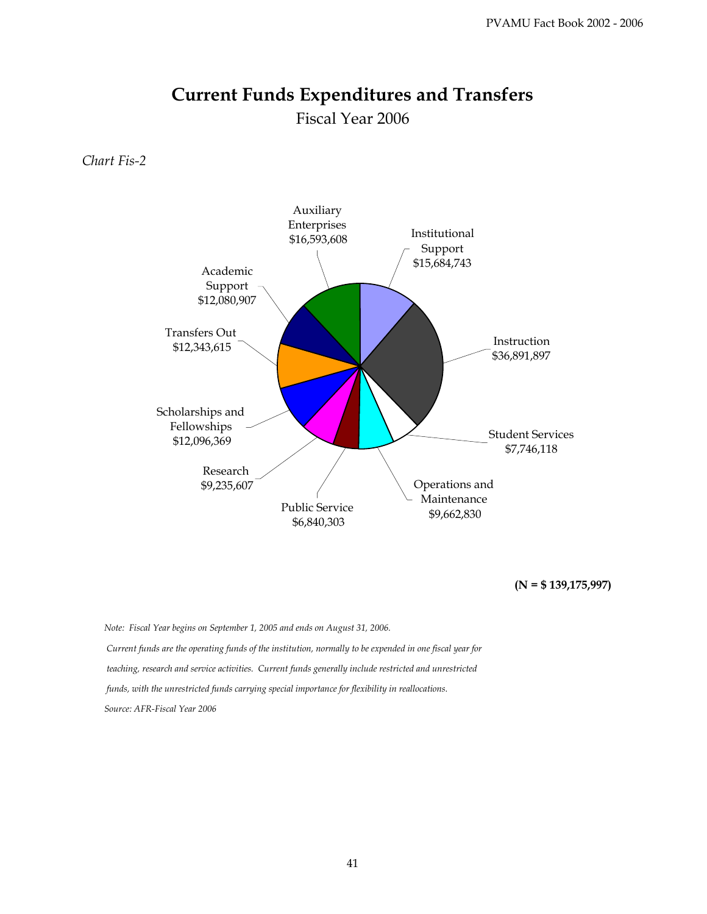# Current Funds Expenditures and Transfers

Fiscal Year 2006

*Chart Fis-2*

Auxiliary Enterprises $16,593,608

Institutional Support $15,684,743

Academic Support $12,080,907

Transfers Out $12,343,615

Instruction $36,891,897

Scholarships and Fellowships $12,096,369

Student Services $7,746,118

Research $9,235,607

Operations and Maintenance $9,662,830

Public Service $6,840,303

**(N = $ 139,175,997)**

*Note: Fiscal Year begins on September 1, 2005 and ends on August 31, 2006.*

*Current funds are the operating funds of the institution, normally to be expended in one fiscal year for teaching, research and service activities. Current funds generally include restricted and unrestricted funds, with the unrestricted funds carrying special importance for flexibility in reallocations.*

*Source: AFR-Fiscal Year 2006*